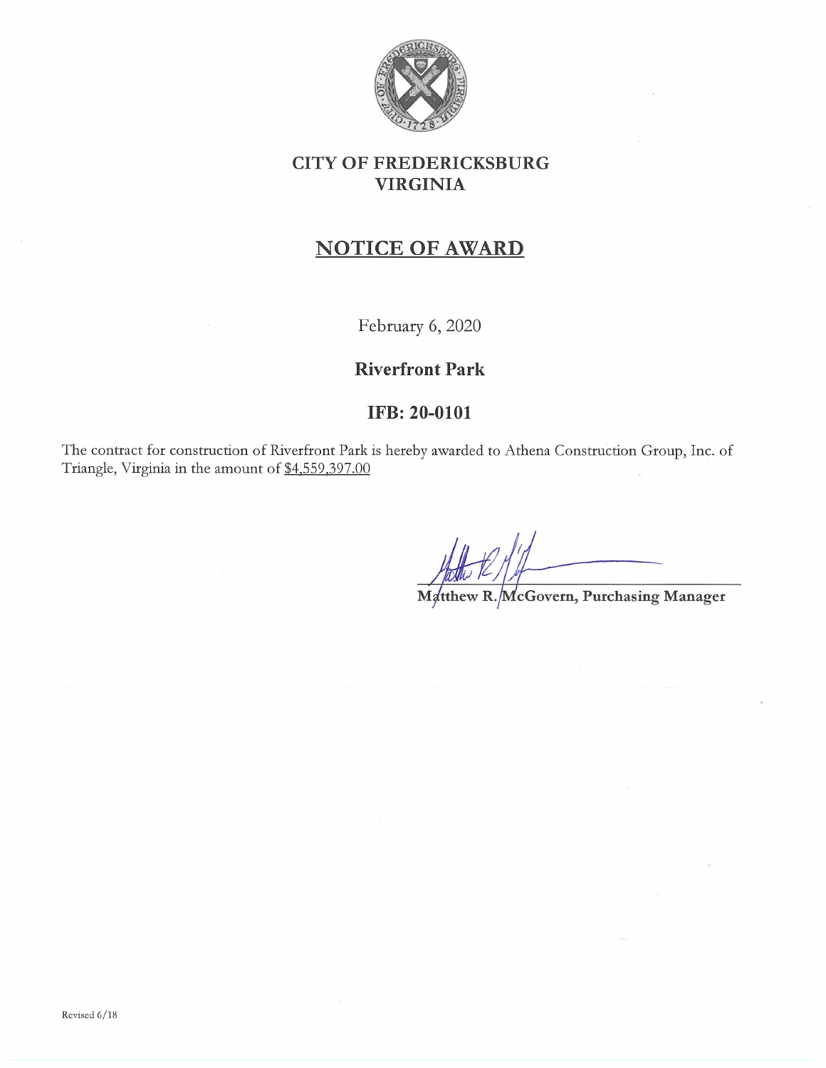# CITY OF FREDERICKSBURG
# VIRGINIA

## NOTICE OF AWARD

February 6, 2020

**Riverfront Park**

**IFB: 20-0101**

The contract for construction of Riverfront Park is hereby awarded to Athena Construction Group, Inc. of Triangle, Virginia in the amount of $4,559,397.00

**Matthew R. McGovern, Purchasing Manager**

Revised 6/18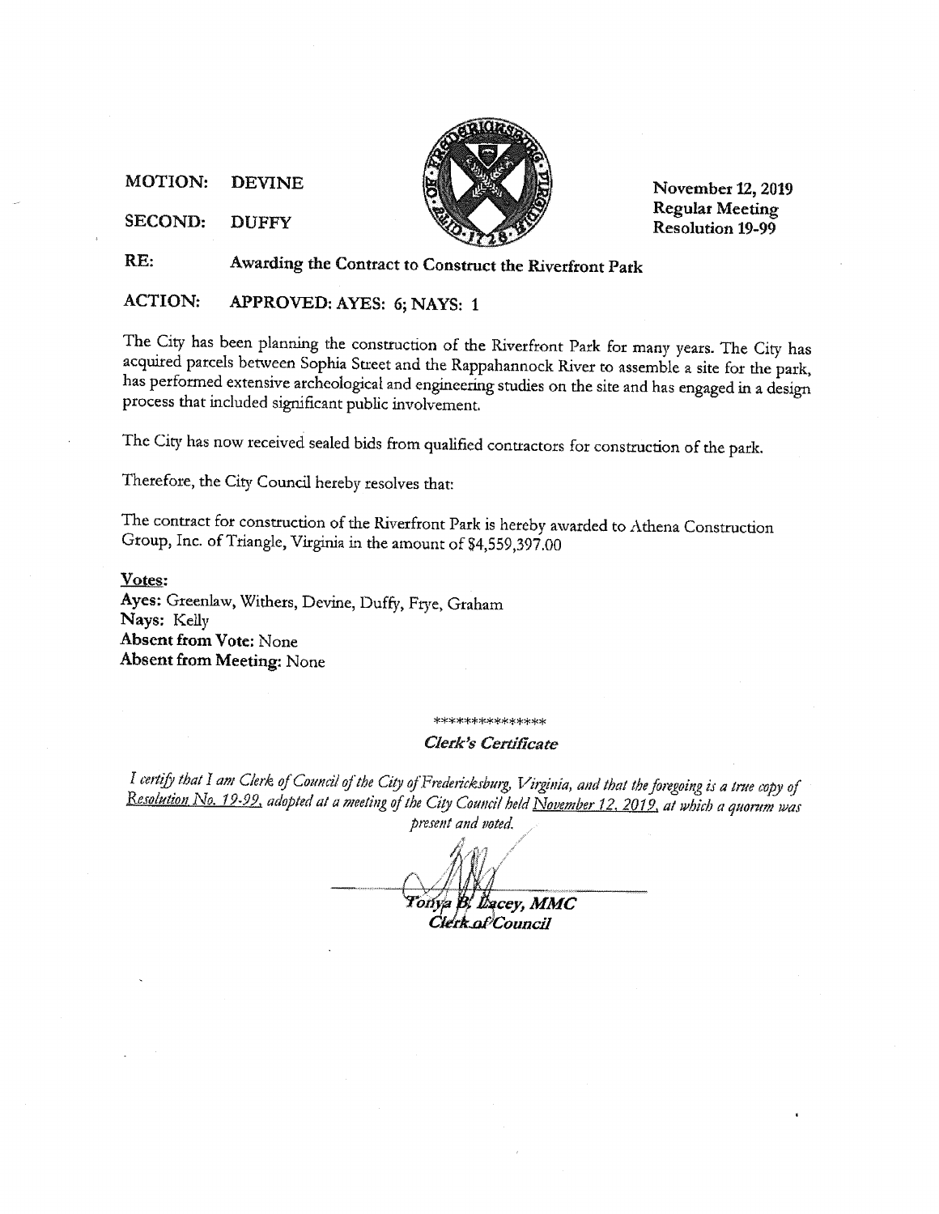**MOTION:** **DEVINE**

**SECOND:** **DUFFY**

**November 12, 2019**
**Regular Meeting**
**Resolution 19-99**

**RE:** **Awarding the Contract to Construct the Riverfront Park**

**ACTION:** **APPROVED: AYES: 6; NAYS: 1**

The City has been planning the construction of the Riverfront Park for many years. The City has acquired parcels between Sophia Street and the Rappahannock River to assemble a site for the park, has performed extensive archeological and engineering studies on the site and has engaged in a design process that included significant public involvement.

The City has now received sealed bids from qualified contractors for construction of the park.

Therefore, the City Council hereby resolves that:

The contract for construction of the Riverfront Park is hereby awarded to Athena Construction Group, Inc. of Triangle, Virginia in the amount of $4,559,397.00

**Votes:**
**Ayes:** Greenlaw, Withers, Devine, Duffy, Frye, Graham
**Nays:** Kelly
**Absent from Vote:** None
**Absent from Meeting:** None

***************

***Clerk's Certificate***

*I certify that I am Clerk of Council of the City of Fredericksburg, Virginia, and that the foregoing is a true copy of Resolution No. 19-99, adopted at a meeting of the City Council held November 12, 2019, at which a quorum was present and voted.*

*Tonya B. Lacey, MMC*
*Clerk of Council*